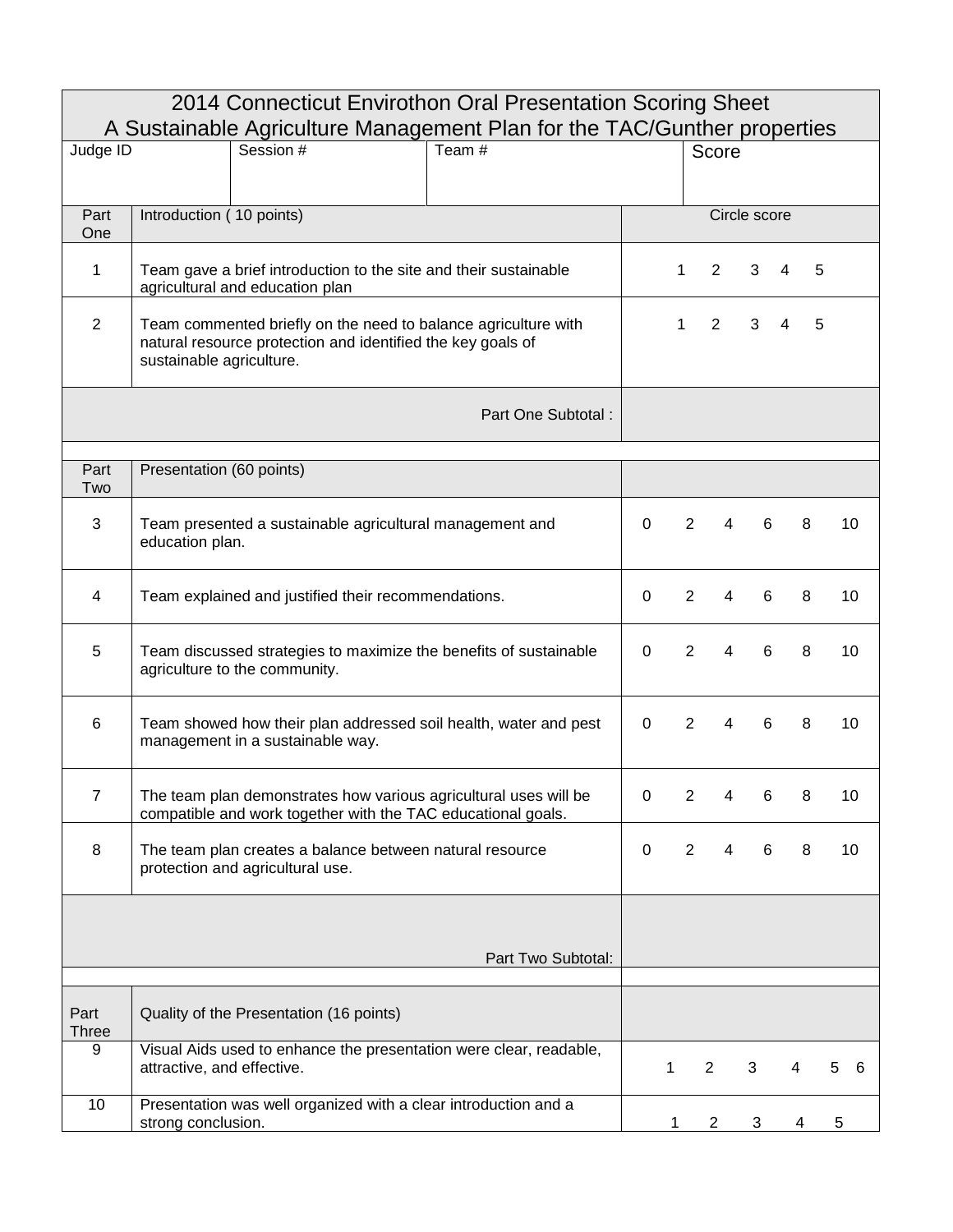# 2014 Connecticut Envirothon Oral Presentation Scoring Sheet

## A Sustainable Agriculture Management Plan for the TAC/Gunther properties

| Judge ID | Session # | Team # | Score |
|---|---|---|---|
| | | | |

| Part One | Introduction ( 10 points) | Circle score |
|---|---|---|
| 1 | Team gave a brief introduction to the site and their sustainable agricultural and education plan | 1 2 3 4 5 |
| 2 | Team commented briefly on the need to balance agriculture with natural resource protection and identified the key goals of sustainable agriculture. | 1 2 3 4 5 |
| | Part One Subtotal : | |

| Part Two | Presentation (60 points) | |
|---|---|---|
| 3 | Team presented a sustainable agricultural management and education plan. | 0 2 4 6 8 10 |
| 4 | Team explained and justified their recommendations. | 0 2 4 6 8 10 |
| 5 | Team discussed strategies to maximize the benefits of sustainable agriculture to the community. | 0 2 4 6 8 10 |
| 6 | Team showed how their plan addressed soil health, water and pest management in a sustainable way. | 0 2 4 6 8 10 |
| 7 | The team plan demonstrates how various agricultural uses will be compatible and work together with the TAC educational goals. | 0 2 4 6 8 10 |
| 8 | The team plan creates a balance between natural resource protection and agricultural use. | 0 2 4 6 8 10 |
| | Part Two Subtotal: | |

| Part Three | Quality of the Presentation (16 points) | |
|---|---|---|
| 9 | Visual Aids used to enhance the presentation were clear, readable, attractive, and effective. | 1 2 3 4 5 6 |
| 10 | Presentation was well organized with a clear introduction and a strong conclusion. | 1 2 3 4 5 |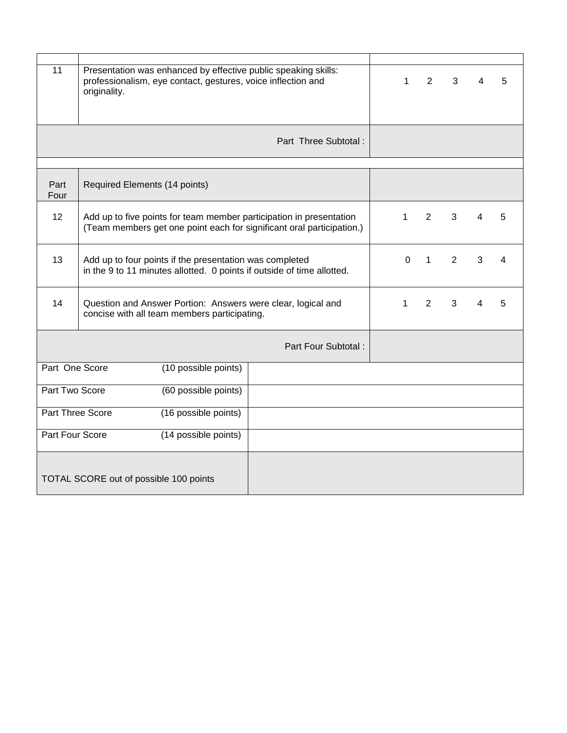| | | |
|---|---|---|
| | | |
| 11 | Presentation was enhanced by effective public speaking skills: professionalism, eye contact, gestures, voice inflection and originality. | 1 2 3 4 5 |
| | Part Three Subtotal : | |
| | | |
| Part Four | Required Elements (14 points) | |
| 12 | Add up to five points for team member participation in presentation (Team members get one point each for significant oral participation.) | 1 2 3 4 5 |
| 13 | Add up to four points if the presentation was completed in the 9 to 11 minutes allotted. 0 points if outside of time allotted. | 0 1 2 3 4 |
| 14 | Question and Answer Portion: Answers were clear, logical and concise with all team members participating. | 1 2 3 4 5 |
| | Part Four Subtotal : | |

| | | |
|---|---|---|
| Part One Score | (10 possible points) | |
| Part Two Score | (60 possible points) | |
| Part Three Score | (16 possible points) | |
| Part Four Score | (14 possible points) | |
| TOTAL SCORE out of possible 100 points | | |